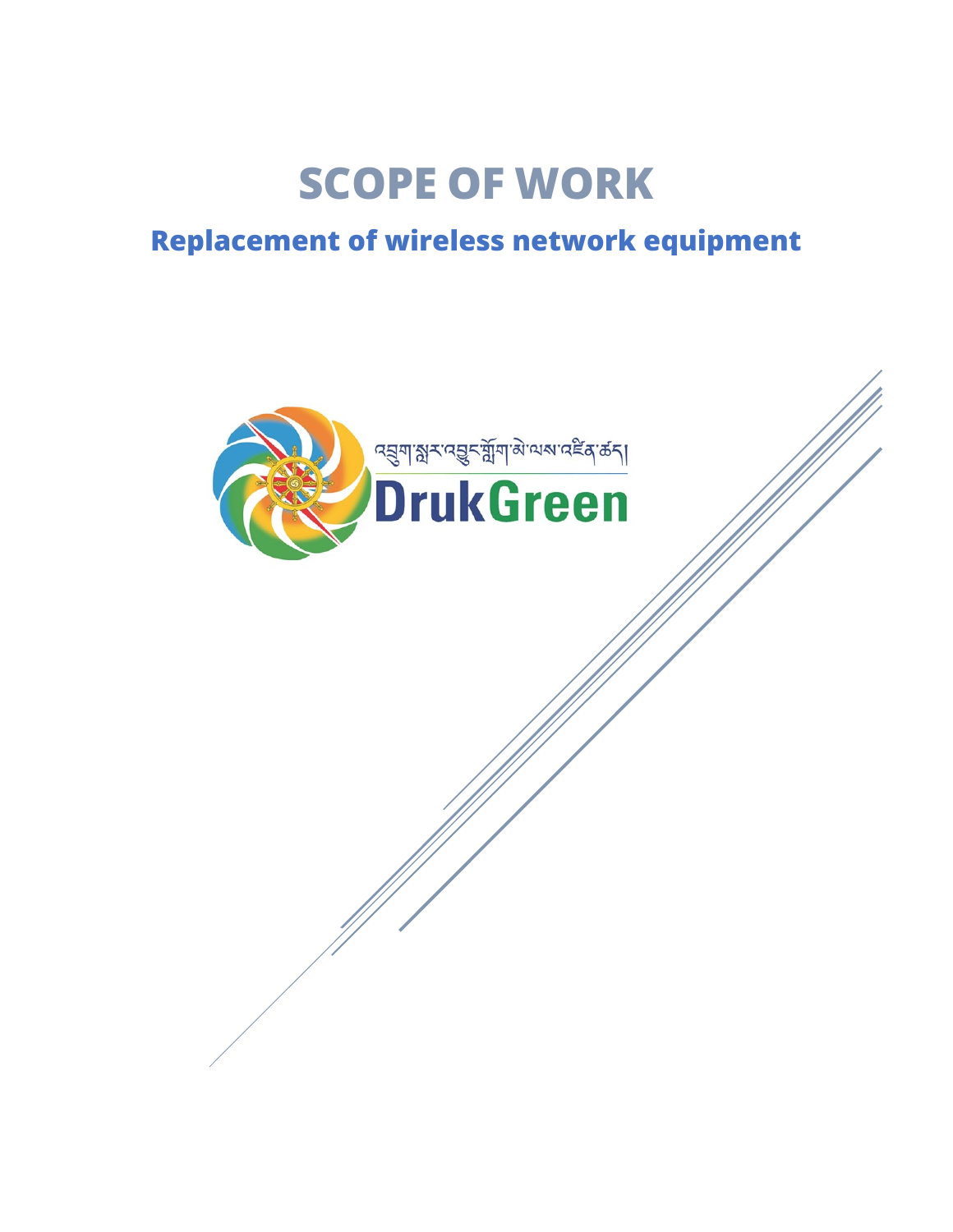# SCOPE OF WORK

## Replacement of wireless network equipment

འབྲུག་སྔར་འབྱུང་གློག་མེ་ལས་འཛིན་ཚད།

DrukGreen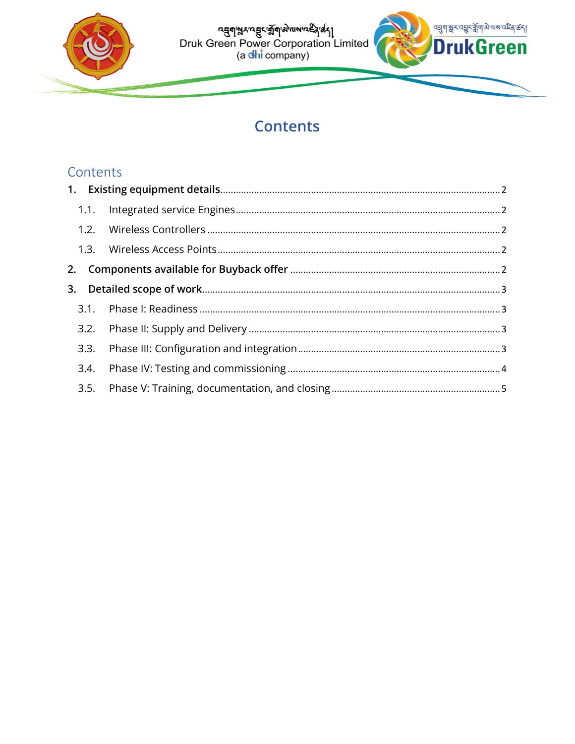# Contents

## Contents

1. **Existing equipment details** ........ 2
   - 1.1. Integrated service Engines ........ 2
   - 1.2. Wireless Controllers ........ 2
   - 1.3. Wireless Access Points ........ 2
2. **Components available for Buyback offer** ........ 2
3. **Detailed scope of work** ........ 3
   - 3.1. Phase I: Readiness ........ 3
   - 3.2. Phase II: Supply and Delivery ........ 3
   - 3.3. Phase III: Configuration and integration ........ 3
   - 3.4. Phase IV: Testing and commissioning ........ 4
   - 3.5. Phase V: Training, documentation, and closing ........ 5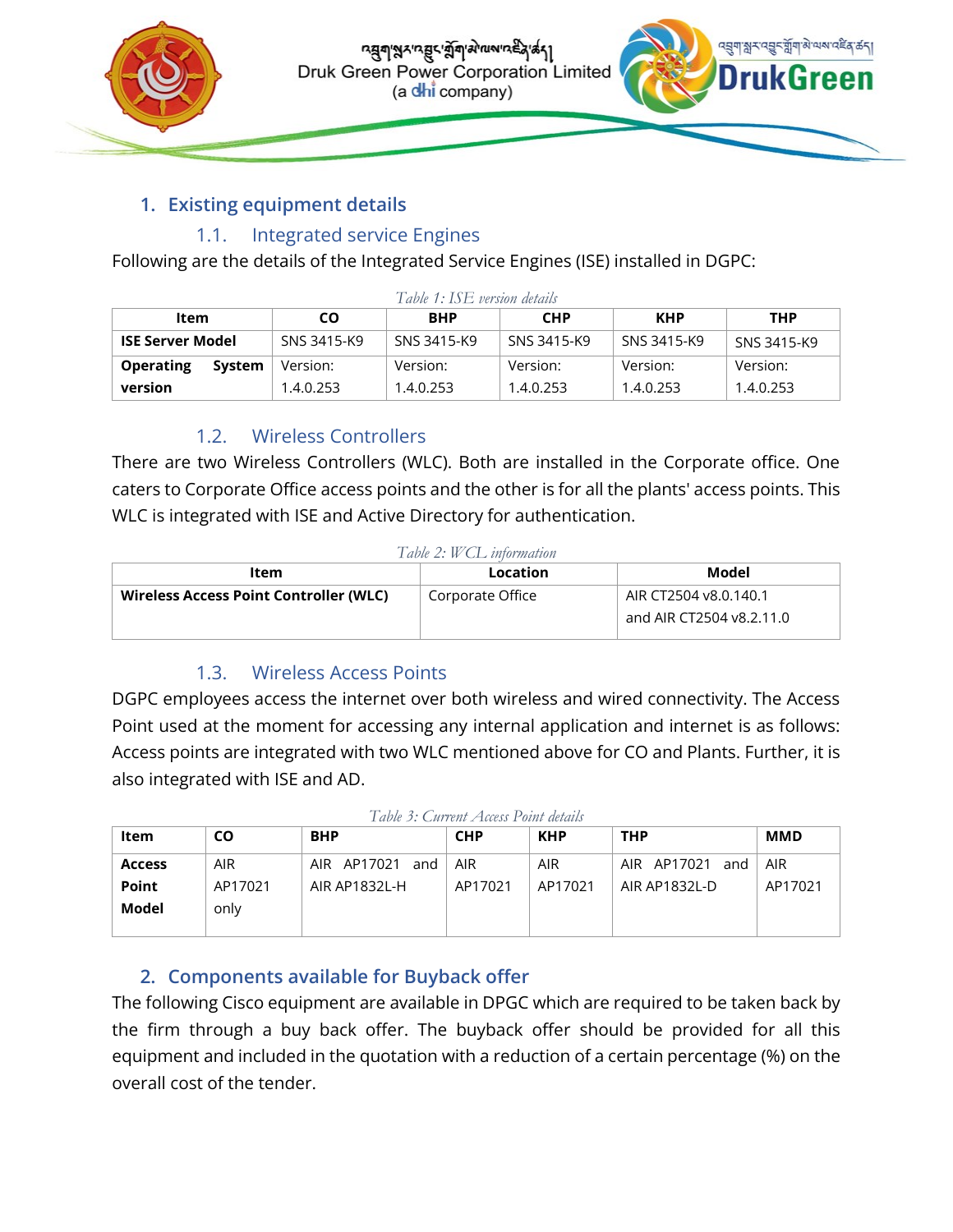## 1. Existing equipment details

### 1.1. Integrated service Engines

Following are the details of the Integrated Service Engines (ISE) installed in DGPC:

*Table 1: ISE version details*

| Item | CO | BHP | CHP | KHP | THP |
|---|---|---|---|---|---|
| **ISE Server Model** | SNS 3415-K9 | SNS 3415-K9 | SNS 3415-K9 | SNS 3415-K9 | SNS 3415-K9 |
| **Operating System version** | Version: 1.4.0.253 | Version: 1.4.0.253 | Version: 1.4.0.253 | Version: 1.4.0.253 | Version: 1.4.0.253 |

### 1.2. Wireless Controllers

There are two Wireless Controllers (WLC). Both are installed in the Corporate office. One caters to Corporate Office access points and the other is for all the plants' access points. This WLC is integrated with ISE and Active Directory for authentication.

*Table 2: WCL information*

| Item | Location | Model |
|---|---|---|
| **Wireless Access Point Controller (WLC)** | Corporate Office | AIR CT2504 v8.0.140.1 and AIR CT2504 v8.2.11.0 |

### 1.3. Wireless Access Points

DGPC employees access the internet over both wireless and wired connectivity. The Access Point used at the moment for accessing any internal application and internet is as follows: Access points are integrated with two WLC mentioned above for CO and Plants. Further, it is also integrated with ISE and AD.

*Table 3: Current Access Point details*

| Item | CO | BHP | CHP | KHP | THP | MMD |
|---|---|---|---|---|---|---|
| **Access Point Model** | AIR AP17021 only | AIR AP17021 and AIR AP1832L-H | AIR AP17021 | AIR AP17021 | AIR AP17021 and AIR AP1832L-D | AIR AP17021 |

## 2. Components available for Buyback offer

The following Cisco equipment are available in DPGC which are required to be taken back by the firm through a buy back offer. The buyback offer should be provided for all this equipment and included in the quotation with a reduction of a certain percentage (%) on the overall cost of the tender.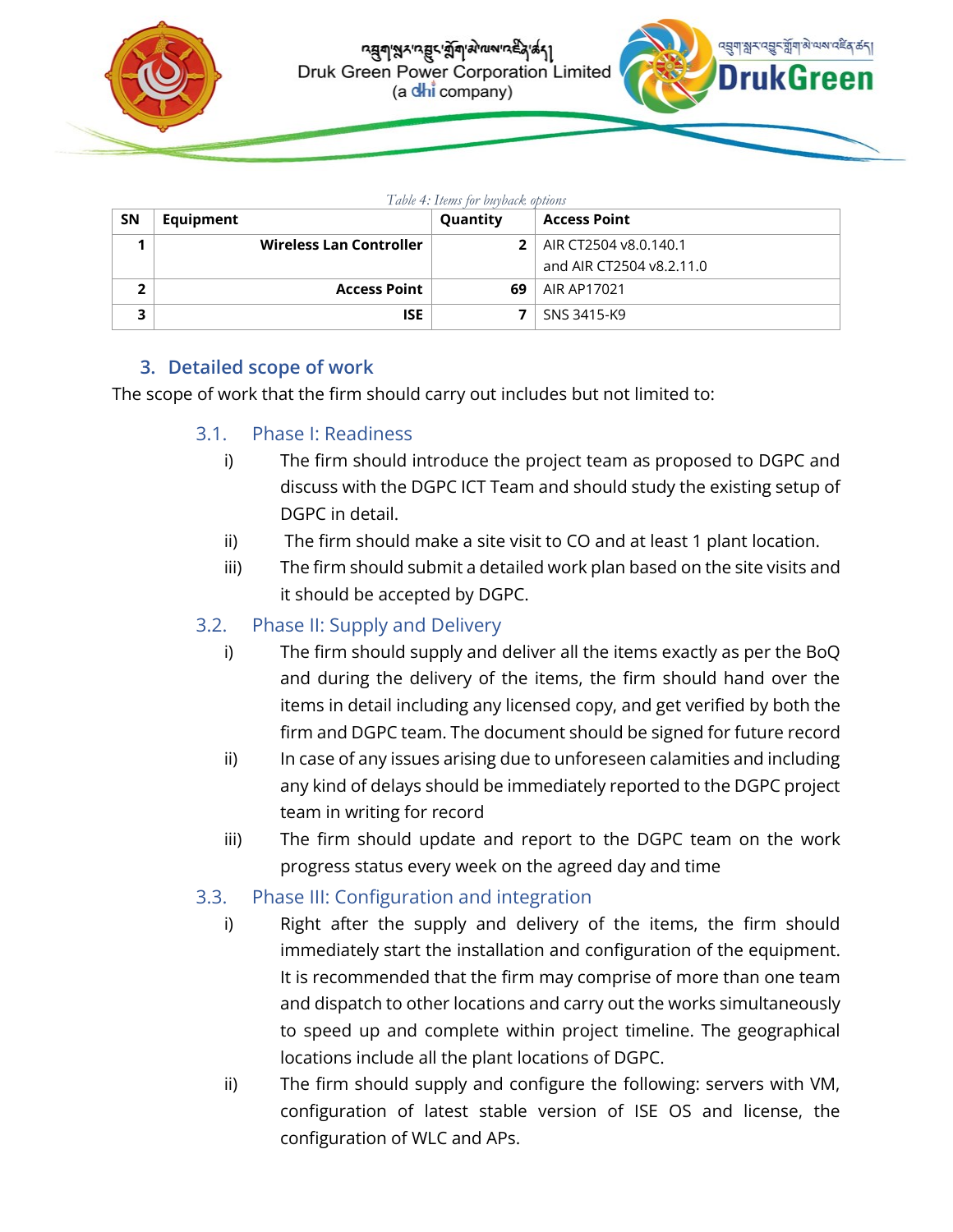*Table 4: Items for buyback options*

| SN | Equipment | Quantity | Access Point |
|---|---|---|---|
| 1 | Wireless Lan Controller | 2 | AIR CT2504 v8.0.140.1 and AIR CT2504 v8.2.11.0 |
| 2 | Access Point | 69 | AIR AP17021 |
| 3 | ISE | 7 | SNS 3415-K9 |

## 3. Detailed scope of work

The scope of work that the firm should carry out includes but not limited to:

### 3.1. Phase I: Readiness

i) The firm should introduce the project team as proposed to DGPC and discuss with the DGPC ICT Team and should study the existing setup of DGPC in detail.

ii) The firm should make a site visit to CO and at least 1 plant location.

iii) The firm should submit a detailed work plan based on the site visits and it should be accepted by DGPC.

### 3.2. Phase II: Supply and Delivery

i) The firm should supply and deliver all the items exactly as per the BoQ and during the delivery of the items, the firm should hand over the items in detail including any licensed copy, and get verified by both the firm and DGPC team. The document should be signed for future record

ii) In case of any issues arising due to unforeseen calamities and including any kind of delays should be immediately reported to the DGPC project team in writing for record

iii) The firm should update and report to the DGPC team on the work progress status every week on the agreed day and time

### 3.3. Phase III: Configuration and integration

i) Right after the supply and delivery of the items, the firm should immediately start the installation and configuration of the equipment. It is recommended that the firm may comprise of more than one team and dispatch to other locations and carry out the works simultaneously to speed up and complete within project timeline. The geographical locations include all the plant locations of DGPC.

ii) The firm should supply and configure the following: servers with VM, configuration of latest stable version of ISE OS and license, the configuration of WLC and APs.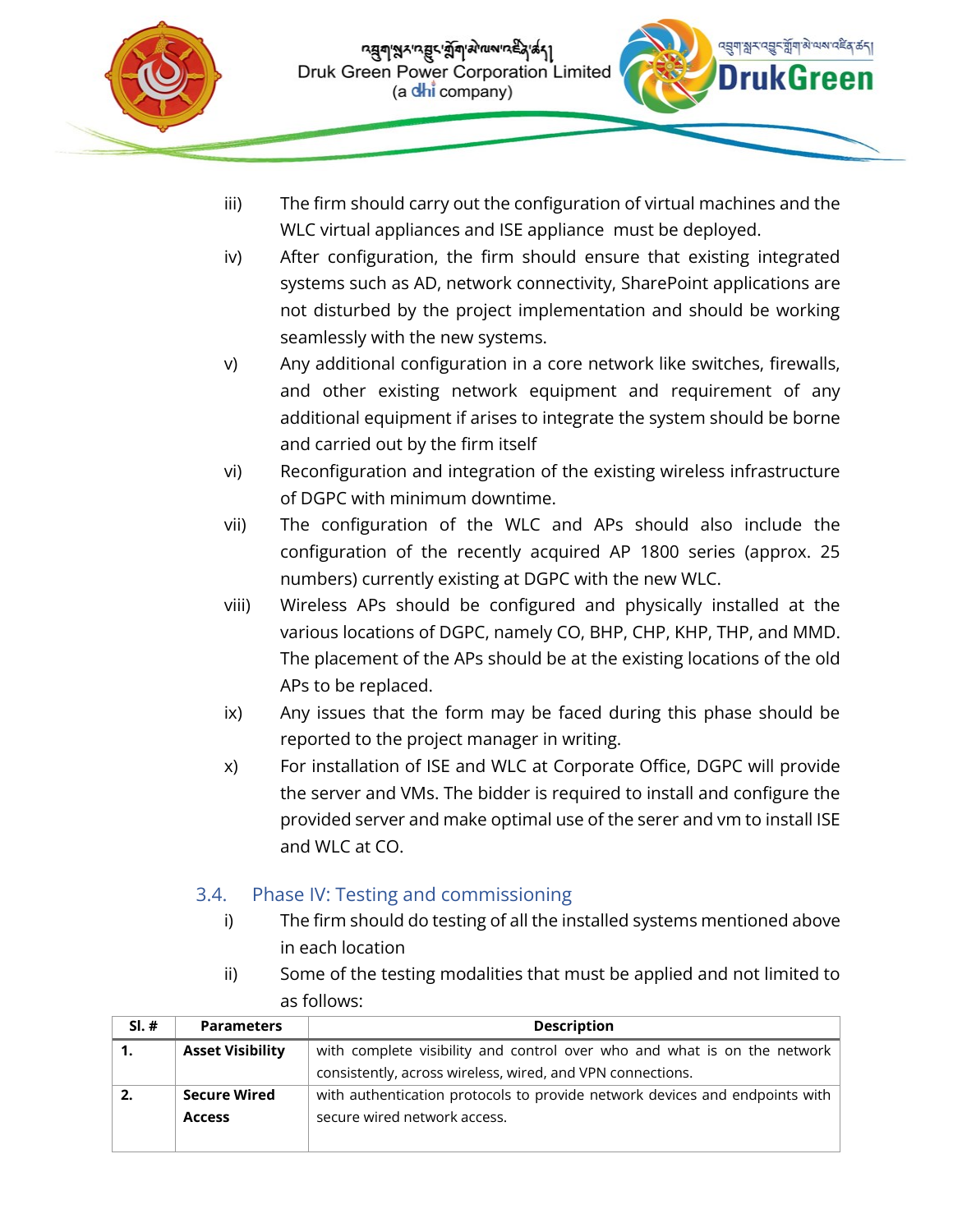iii) The firm should carry out the configuration of virtual machines and the WLC virtual appliances and ISE appliance must be deployed.

iv) After configuration, the firm should ensure that existing integrated systems such as AD, network connectivity, SharePoint applications are not disturbed by the project implementation and should be working seamlessly with the new systems.

v) Any additional configuration in a core network like switches, firewalls, and other existing network equipment and requirement of any additional equipment if arises to integrate the system should be borne and carried out by the firm itself

vi) Reconfiguration and integration of the existing wireless infrastructure of DGPC with minimum downtime.

vii) The configuration of the WLC and APs should also include the configuration of the recently acquired AP 1800 series (approx. 25 numbers) currently existing at DGPC with the new WLC.

viii) Wireless APs should be configured and physically installed at the various locations of DGPC, namely CO, BHP, CHP, KHP, THP, and MMD. The placement of the APs should be at the existing locations of the old APs to be replaced.

ix) Any issues that the form may be faced during this phase should be reported to the project manager in writing.

x) For installation of ISE and WLC at Corporate Office, DGPC will provide the server and VMs. The bidder is required to install and configure the provided server and make optimal use of the serer and vm to install ISE and WLC at CO.

## 3.4. Phase IV: Testing and commissioning

i) The firm should do testing of all the installed systems mentioned above in each location

ii) Some of the testing modalities that must be applied and not limited to as follows:

| Sl. # | Parameters | Description |
|---|---|---|
| **1.** | **Asset Visibility** | with complete visibility and control over who and what is on the network consistently, across wireless, wired, and VPN connections. |
| **2.** | **Secure Wired Access** | with authentication protocols to provide network devices and endpoints with secure wired network access. |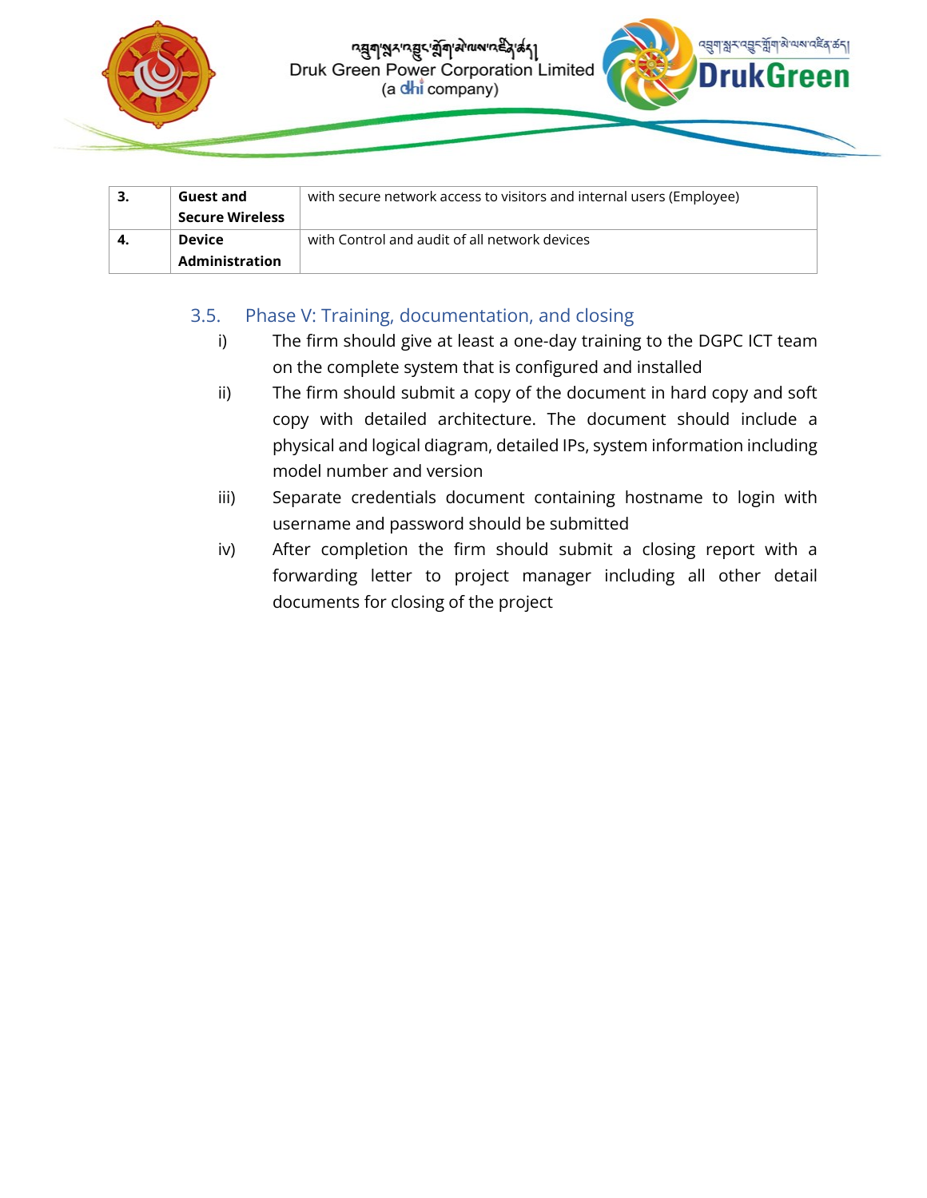| | | |
|---|---|---|
| 3. | **Guest and Secure Wireless** | with secure network access to visitors and internal users (Employee) |
| 4. | **Device Administration** | with Control and audit of all network devices |

### 3.5. Phase V: Training, documentation, and closing

i) The firm should give at least a one-day training to the DGPC ICT team on the complete system that is configured and installed

ii) The firm should submit a copy of the document in hard copy and soft copy with detailed architecture. The document should include a physical and logical diagram, detailed IPs, system information including model number and version

iii) Separate credentials document containing hostname to login with username and password should be submitted

iv) After completion the firm should submit a closing report with a forwarding letter to project manager including all other detail documents for closing of the project